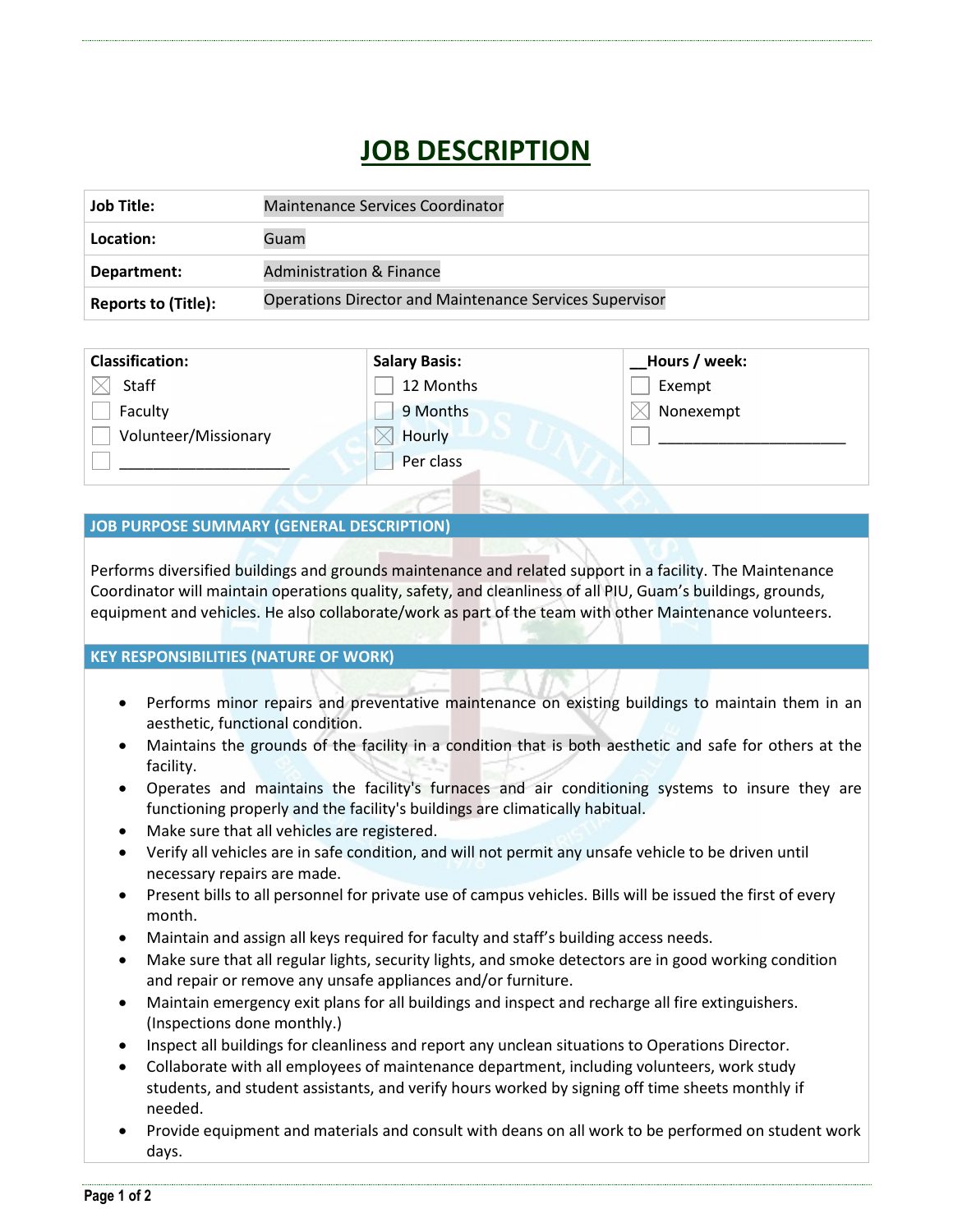# JOB DESCRIPTION

| | |
|---|---|
| **Job Title:** | Maintenance Services Coordinator |
| **Location:** | Guam |
| **Department:** | Administration & Finance |
| **Reports to (Title):** | Operations Director and Maintenance Services Supervisor |

| **Classification:** | **Salary Basis:** | **__Hours / week:** |
|---|---|---|
| ☒ Staff | ☐ 12 Months | ☐ Exempt |
| ☐ Faculty | ☐ 9 Months | ☒ Nonexempt |
| ☐ Volunteer/Missionary | ☒ Hourly | ☐ ____________________ |
| ☐ ____________________ | ☐ Per class | |

## JOB PURPOSE SUMMARY (GENERAL DESCRIPTION)

Performs diversified buildings and grounds maintenance and related support in a facility. The Maintenance Coordinator will maintain operations quality, safety, and cleanliness of all PIU, Guam's buildings, grounds, equipment and vehicles. He also collaborate/work as part of the team with other Maintenance volunteers.

## KEY RESPONSIBILITIES (NATURE OF WORK)

- Performs minor repairs and preventative maintenance on existing buildings to maintain them in an aesthetic, functional condition.
- Maintains the grounds of the facility in a condition that is both aesthetic and safe for others at the facility.
- Operates and maintains the facility's furnaces and air conditioning systems to insure they are functioning properly and the facility's buildings are climatically habitual.
- Make sure that all vehicles are registered.
- Verify all vehicles are in safe condition, and will not permit any unsafe vehicle to be driven until necessary repairs are made.
- Present bills to all personnel for private use of campus vehicles. Bills will be issued the first of every month.
- Maintain and assign all keys required for faculty and staff's building access needs.
- Make sure that all regular lights, security lights, and smoke detectors are in good working condition and repair or remove any unsafe appliances and/or furniture.
- Maintain emergency exit plans for all buildings and inspect and recharge all fire extinguishers. (Inspections done monthly.)
- Inspect all buildings for cleanliness and report any unclean situations to Operations Director.
- Collaborate with all employees of maintenance department, including volunteers, work study students, and student assistants, and verify hours worked by signing off time sheets monthly if needed.
- Provide equipment and materials and consult with deans on all work to be performed on student work days.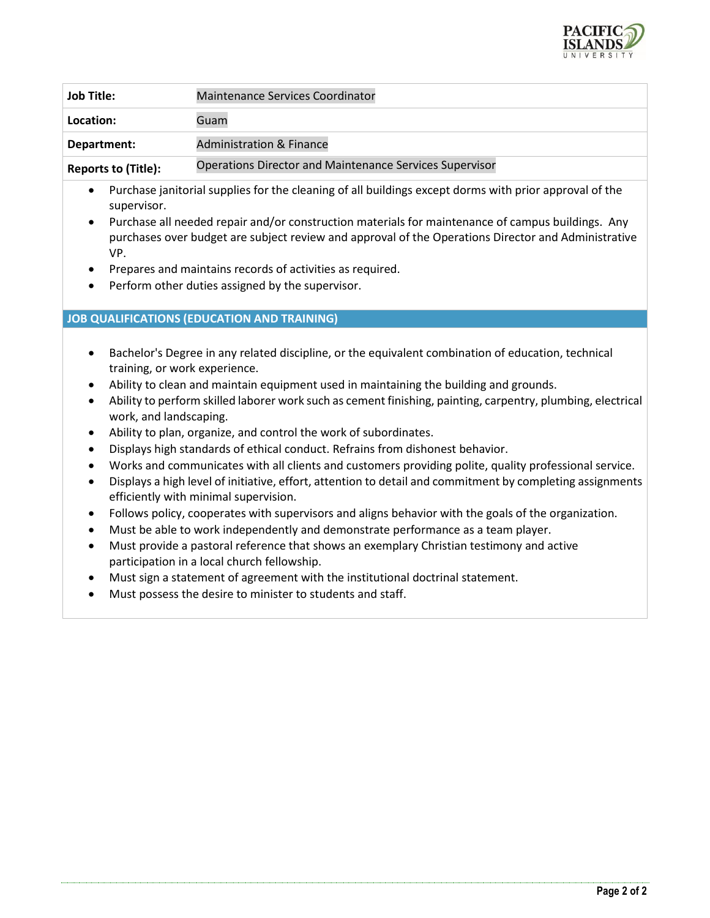| | |
|---|---|
| **Job Title:** | Maintenance Services Coordinator |
| **Location:** | Guam |
| **Department:** | Administration & Finance |
| **Reports to (Title):** | Operations Director and Maintenance Services Supervisor |

- Purchase janitorial supplies for the cleaning of all buildings except dorms with prior approval of the supervisor.
- Purchase all needed repair and/or construction materials for maintenance of campus buildings. Any purchases over budget are subject review and approval of the Operations Director and Administrative VP.
- Prepares and maintains records of activities as required.
- Perform other duties assigned by the supervisor.

## JOB QUALIFICATIONS (EDUCATION AND TRAINING)

- Bachelor's Degree in any related discipline, or the equivalent combination of education, technical training, or work experience.
- Ability to clean and maintain equipment used in maintaining the building and grounds.
- Ability to perform skilled laborer work such as cement finishing, painting, carpentry, plumbing, electrical work, and landscaping.
- Ability to plan, organize, and control the work of subordinates.
- Displays high standards of ethical conduct. Refrains from dishonest behavior.
- Works and communicates with all clients and customers providing polite, quality professional service.
- Displays a high level of initiative, effort, attention to detail and commitment by completing assignments efficiently with minimal supervision.
- Follows policy, cooperates with supervisors and aligns behavior with the goals of the organization.
- Must be able to work independently and demonstrate performance as a team player.
- Must provide a pastoral reference that shows an exemplary Christian testimony and active participation in a local church fellowship.
- Must sign a statement of agreement with the institutional doctrinal statement.
- Must possess the desire to minister to students and staff.